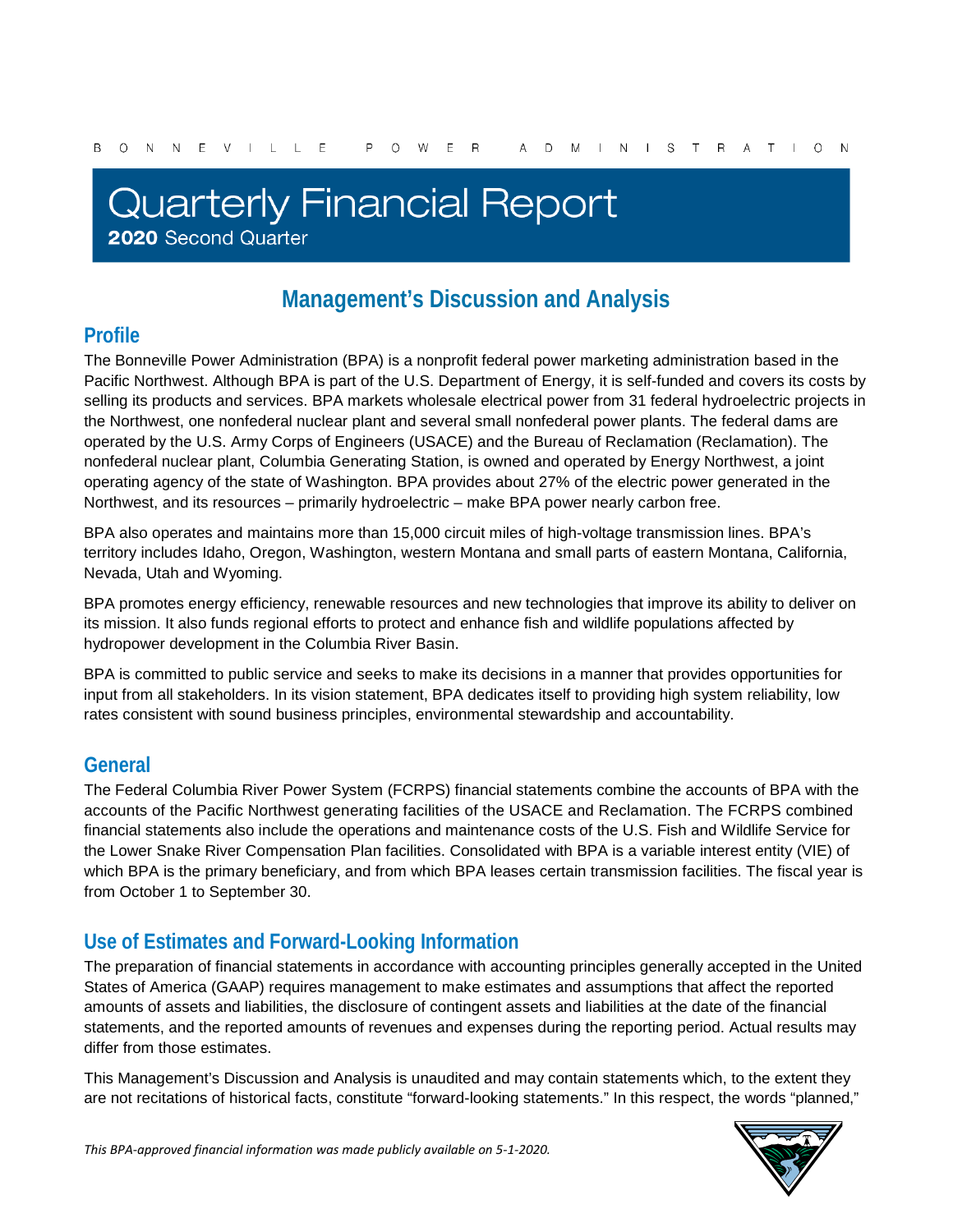B O N N E V I L L E   P O W E R   A D M I N I S T R A T I O N

# Quarterly Financial Report

**2020** Second Quarter

## Management's Discussion and Analysis

### Profile

The Bonneville Power Administration (BPA) is a nonprofit federal power marketing administration based in the Pacific Northwest. Although BPA is part of the U.S. Department of Energy, it is self-funded and covers its costs by selling its products and services. BPA markets wholesale electrical power from 31 federal hydroelectric projects in the Northwest, one nonfederal nuclear plant and several small nonfederal power plants. The federal dams are operated by the U.S. Army Corps of Engineers (USACE) and the Bureau of Reclamation (Reclamation). The nonfederal nuclear plant, Columbia Generating Station, is owned and operated by Energy Northwest, a joint operating agency of the state of Washington. BPA provides about 27% of the electric power generated in the Northwest, and its resources – primarily hydroelectric – make BPA power nearly carbon free.

BPA also operates and maintains more than 15,000 circuit miles of high-voltage transmission lines. BPA's territory includes Idaho, Oregon, Washington, western Montana and small parts of eastern Montana, California, Nevada, Utah and Wyoming.

BPA promotes energy efficiency, renewable resources and new technologies that improve its ability to deliver on its mission. It also funds regional efforts to protect and enhance fish and wildlife populations affected by hydropower development in the Columbia River Basin.

BPA is committed to public service and seeks to make its decisions in a manner that provides opportunities for input from all stakeholders. In its vision statement, BPA dedicates itself to providing high system reliability, low rates consistent with sound business principles, environmental stewardship and accountability.

### General

The Federal Columbia River Power System (FCRPS) financial statements combine the accounts of BPA with the accounts of the Pacific Northwest generating facilities of the USACE and Reclamation. The FCRPS combined financial statements also include the operations and maintenance costs of the U.S. Fish and Wildlife Service for the Lower Snake River Compensation Plan facilities. Consolidated with BPA is a variable interest entity (VIE) of which BPA is the primary beneficiary, and from which BPA leases certain transmission facilities. The fiscal year is from October 1 to September 30.

### Use of Estimates and Forward-Looking Information

The preparation of financial statements in accordance with accounting principles generally accepted in the United States of America (GAAP) requires management to make estimates and assumptions that affect the reported amounts of assets and liabilities, the disclosure of contingent assets and liabilities at the date of the financial statements, and the reported amounts of revenues and expenses during the reporting period. Actual results may differ from those estimates.

This Management's Discussion and Analysis is unaudited and may contain statements which, to the extent they are not recitations of historical facts, constitute "forward-looking statements." In this respect, the words "planned,"

*This BPA-approved financial information was made publicly available on 5-1-2020.*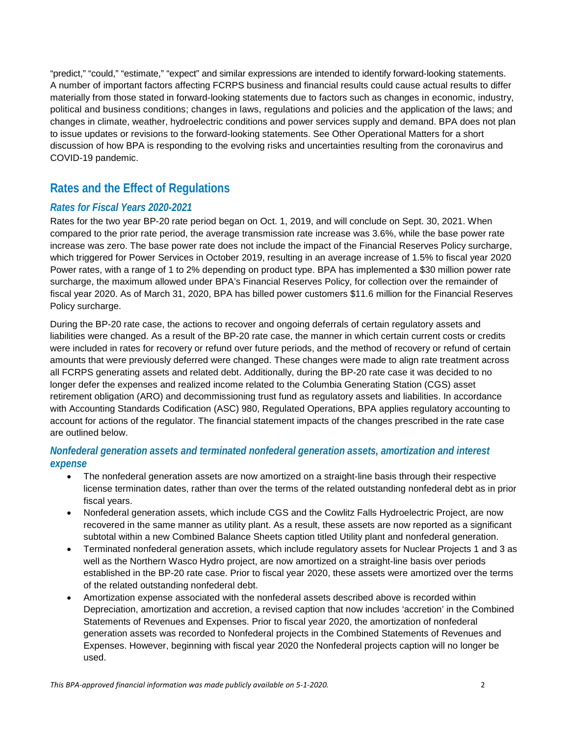"predict," "could," "estimate," "expect" and similar expressions are intended to identify forward-looking statements. A number of important factors affecting FCRPS business and financial results could cause actual results to differ materially from those stated in forward-looking statements due to factors such as changes in economic, industry, political and business conditions; changes in laws, regulations and policies and the application of the laws; and changes in climate, weather, hydroelectric conditions and power services supply and demand. BPA does not plan to issue updates or revisions to the forward-looking statements. See Other Operational Matters for a short discussion of how BPA is responding to the evolving risks and uncertainties resulting from the coronavirus and COVID-19 pandemic.

## Rates and the Effect of Regulations

### *Rates for Fiscal Years 2020-2021*

Rates for the two year BP-20 rate period began on Oct. 1, 2019, and will conclude on Sept. 30, 2021. When compared to the prior rate period, the average transmission rate increase was 3.6%, while the base power rate increase was zero. The base power rate does not include the impact of the Financial Reserves Policy surcharge, which triggered for Power Services in October 2019, resulting in an average increase of 1.5% to fiscal year 2020 Power rates, with a range of 1 to 2% depending on product type. BPA has implemented a $30 million power rate surcharge, the maximum allowed under BPA's Financial Reserves Policy, for collection over the remainder of fiscal year 2020. As of March 31, 2020, BPA has billed power customers $11.6 million for the Financial Reserves Policy surcharge.

During the BP-20 rate case, the actions to recover and ongoing deferrals of certain regulatory assets and liabilities were changed. As a result of the BP-20 rate case, the manner in which certain current costs or credits were included in rates for recovery or refund over future periods, and the method of recovery or refund of certain amounts that were previously deferred were changed. These changes were made to align rate treatment across all FCRPS generating assets and related debt. Additionally, during the BP-20 rate case it was decided to no longer defer the expenses and realized income related to the Columbia Generating Station (CGS) asset retirement obligation (ARO) and decommissioning trust fund as regulatory assets and liabilities. In accordance with Accounting Standards Codification (ASC) 980, Regulated Operations, BPA applies regulatory accounting to account for actions of the regulator. The financial statement impacts of the changes prescribed in the rate case are outlined below.

### *Nonfederal generation assets and terminated nonfederal generation assets, amortization and interest expense*

- The nonfederal generation assets are now amortized on a straight-line basis through their respective license termination dates, rather than over the terms of the related outstanding nonfederal debt as in prior fiscal years.
- Nonfederal generation assets, which include CGS and the Cowlitz Falls Hydroelectric Project, are now recovered in the same manner as utility plant. As a result, these assets are now reported as a significant subtotal within a new Combined Balance Sheets caption titled Utility plant and nonfederal generation.
- Terminated nonfederal generation assets, which include regulatory assets for Nuclear Projects 1 and 3 as well as the Northern Wasco Hydro project, are now amortized on a straight-line basis over periods established in the BP-20 rate case. Prior to fiscal year 2020, these assets were amortized over the terms of the related outstanding nonfederal debt.
- Amortization expense associated with the nonfederal assets described above is recorded within Depreciation, amortization and accretion, a revised caption that now includes 'accretion' in the Combined Statements of Revenues and Expenses. Prior to fiscal year 2020, the amortization of nonfederal generation assets was recorded to Nonfederal projects in the Combined Statements of Revenues and Expenses. However, beginning with fiscal year 2020 the Nonfederal projects caption will no longer be used.

*This BPA-approved financial information was made publicly available on 5-1-2020.*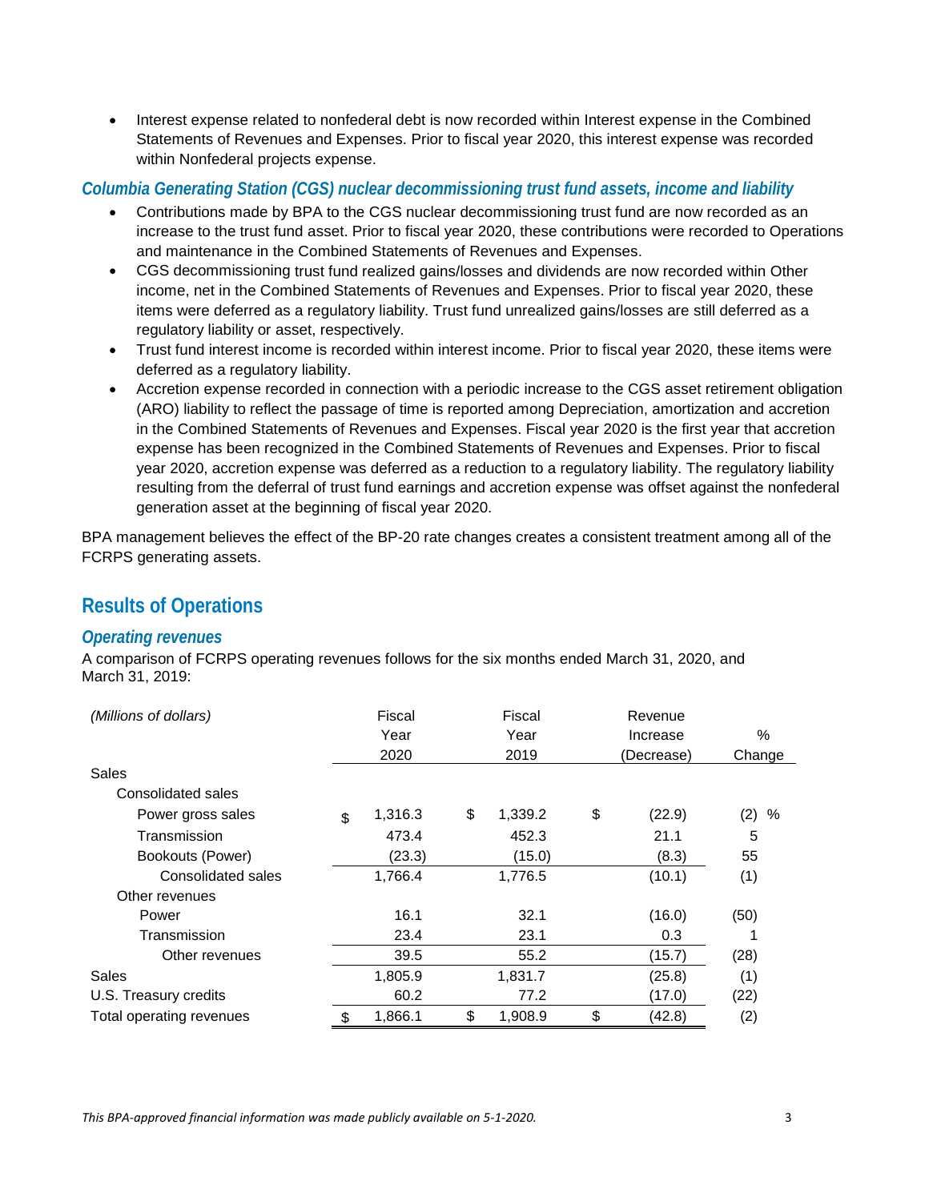- Interest expense related to nonfederal debt is now recorded within Interest expense in the Combined Statements of Revenues and Expenses. Prior to fiscal year 2020, this interest expense was recorded within Nonfederal projects expense.

### *Columbia Generating Station (CGS) nuclear decommissioning trust fund assets, income and liability*

- Contributions made by BPA to the CGS nuclear decommissioning trust fund are now recorded as an increase to the trust fund asset. Prior to fiscal year 2020, these contributions were recorded to Operations and maintenance in the Combined Statements of Revenues and Expenses.
- CGS decommissioning trust fund realized gains/losses and dividends are now recorded within Other income, net in the Combined Statements of Revenues and Expenses. Prior to fiscal year 2020, these items were deferred as a regulatory liability. Trust fund unrealized gains/losses are still deferred as a regulatory liability or asset, respectively.
- Trust fund interest income is recorded within interest income. Prior to fiscal year 2020, these items were deferred as a regulatory liability.
- Accretion expense recorded in connection with a periodic increase to the CGS asset retirement obligation (ARO) liability to reflect the passage of time is reported among Depreciation, amortization and accretion in the Combined Statements of Revenues and Expenses. Fiscal year 2020 is the first year that accretion expense has been recognized in the Combined Statements of Revenues and Expenses. Prior to fiscal year 2020, accretion expense was deferred as a reduction to a regulatory liability. The regulatory liability resulting from the deferral of trust fund earnings and accretion expense was offset against the nonfederal generation asset at the beginning of fiscal year 2020.

BPA management believes the effect of the BP-20 rate changes creates a consistent treatment among all of the FCRPS generating assets.

## Results of Operations

### *Operating revenues*

A comparison of FCRPS operating revenues follows for the six months ended March 31, 2020, and March 31, 2019:

| *(Millions of dollars)* | Fiscal Year 2020 | Fiscal Year 2019 | Revenue Increase (Decrease) | % Change |
|---|---|---|---|---|
| Sales | | | | |
| Consolidated sales | | | | |
| Power gross sales | $ 1,316.3 | $ 1,339.2 | $ (22.9) | (2) % |
| Transmission | 473.4 | 452.3 | 21.1 | 5 |
| Bookouts (Power) | (23.3) | (15.0) | (8.3) | 55 |
| Consolidated sales | 1,766.4 | 1,776.5 | (10.1) | (1) |
| Other revenues | | | | |
| Power | 16.1 | 32.1 | (16.0) | (50) |
| Transmission | 23.4 | 23.1 | 0.3 | 1 |
| Other revenues | 39.5 | 55.2 | (15.7) | (28) |
| Sales | 1,805.9 | 1,831.7 | (25.8) | (1) |
| U.S. Treasury credits | 60.2 | 77.2 | (17.0) | (22) |
| Total operating revenues | $ 1,866.1 | $ 1,908.9 | $ (42.8) | (2) |

*This BPA-approved financial information was made publicly available on 5-1-2020.*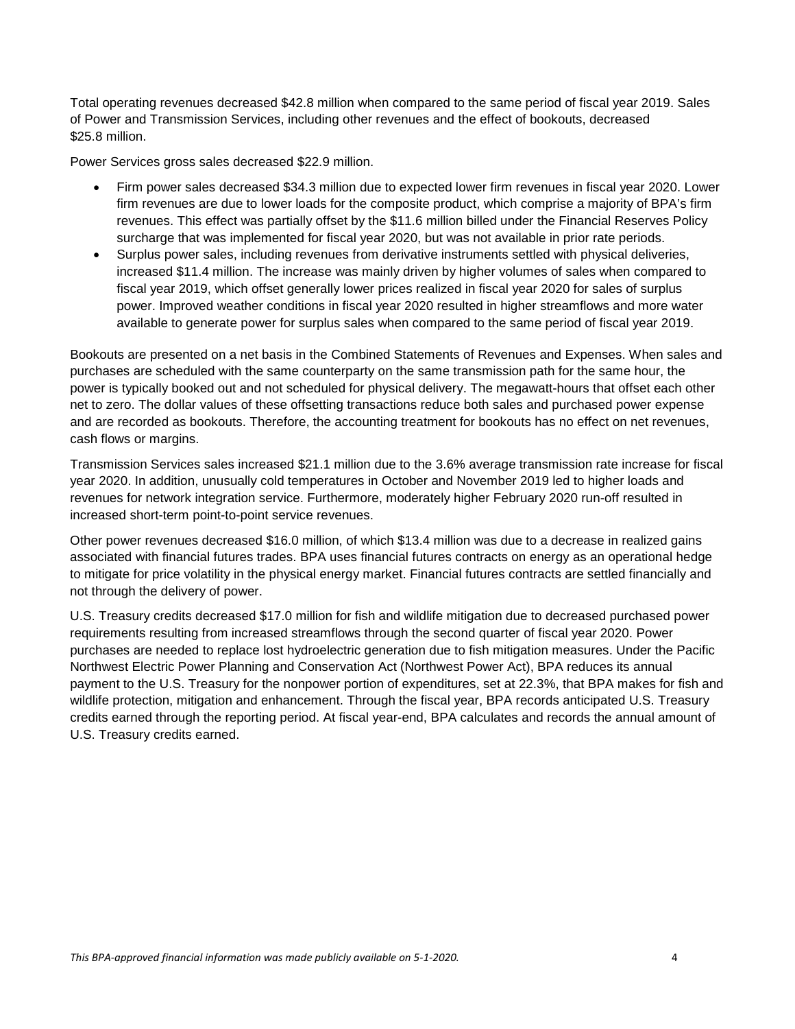Total operating revenues decreased $42.8 million when compared to the same period of fiscal year 2019. Sales of Power and Transmission Services, including other revenues and the effect of bookouts, decreased $25.8 million.

Power Services gross sales decreased $22.9 million.

- Firm power sales decreased $34.3 million due to expected lower firm revenues in fiscal year 2020. Lower firm revenues are due to lower loads for the composite product, which comprise a majority of BPA's firm revenues. This effect was partially offset by the $11.6 million billed under the Financial Reserves Policy surcharge that was implemented for fiscal year 2020, but was not available in prior rate periods.
- Surplus power sales, including revenues from derivative instruments settled with physical deliveries, increased $11.4 million. The increase was mainly driven by higher volumes of sales when compared to fiscal year 2019, which offset generally lower prices realized in fiscal year 2020 for sales of surplus power. Improved weather conditions in fiscal year 2020 resulted in higher streamflows and more water available to generate power for surplus sales when compared to the same period of fiscal year 2019.

Bookouts are presented on a net basis in the Combined Statements of Revenues and Expenses. When sales and purchases are scheduled with the same counterparty on the same transmission path for the same hour, the power is typically booked out and not scheduled for physical delivery. The megawatt-hours that offset each other net to zero. The dollar values of these offsetting transactions reduce both sales and purchased power expense and are recorded as bookouts. Therefore, the accounting treatment for bookouts has no effect on net revenues, cash flows or margins.

Transmission Services sales increased $21.1 million due to the 3.6% average transmission rate increase for fiscal year 2020. In addition, unusually cold temperatures in October and November 2019 led to higher loads and revenues for network integration service. Furthermore, moderately higher February 2020 run-off resulted in increased short-term point-to-point service revenues.

Other power revenues decreased $16.0 million, of which $13.4 million was due to a decrease in realized gains associated with financial futures trades. BPA uses financial futures contracts on energy as an operational hedge to mitigate for price volatility in the physical energy market. Financial futures contracts are settled financially and not through the delivery of power.

U.S. Treasury credits decreased $17.0 million for fish and wildlife mitigation due to decreased purchased power requirements resulting from increased streamflows through the second quarter of fiscal year 2020. Power purchases are needed to replace lost hydroelectric generation due to fish mitigation measures. Under the Pacific Northwest Electric Power Planning and Conservation Act (Northwest Power Act), BPA reduces its annual payment to the U.S. Treasury for the nonpower portion of expenditures, set at 22.3%, that BPA makes for fish and wildlife protection, mitigation and enhancement. Through the fiscal year, BPA records anticipated U.S. Treasury credits earned through the reporting period. At fiscal year-end, BPA calculates and records the annual amount of U.S. Treasury credits earned.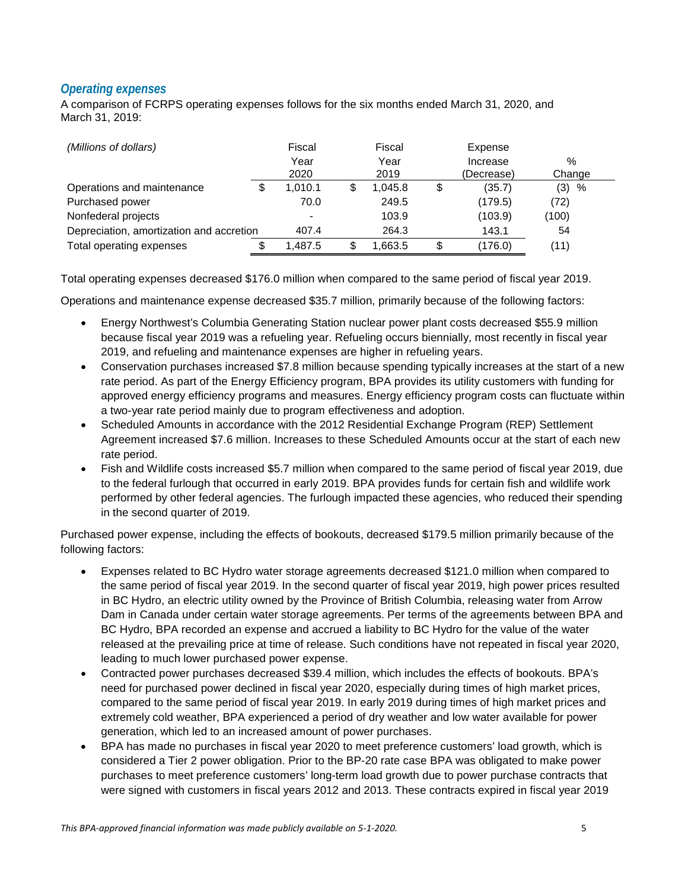### *Operating expenses*

A comparison of FCRPS operating expenses follows for the six months ended March 31, 2020, and March 31, 2019:

| *(Millions of dollars)* | Fiscal Year 2020 | Fiscal Year 2019 | Expense Increase (Decrease) | % Change |
|---|---|---|---|---|
| Operations and maintenance | $ 1,010.1 | $ 1,045.8 | $ (35.7) | (3) % |
| Purchased power | 70.0 | 249.5 | (179.5) | (72) |
| Nonfederal projects | - | 103.9 | (103.9) | (100) |
| Depreciation, amortization and accretion | 407.4 | 264.3 | 143.1 | 54 |
| Total operating expenses | $ 1,487.5 | $ 1,663.5 | $ (176.0) | (11) |

Total operating expenses decreased $176.0 million when compared to the same period of fiscal year 2019.

Operations and maintenance expense decreased $35.7 million, primarily because of the following factors:

- Energy Northwest's Columbia Generating Station nuclear power plant costs decreased $55.9 million because fiscal year 2019 was a refueling year. Refueling occurs biennially, most recently in fiscal year 2019, and refueling and maintenance expenses are higher in refueling years.
- Conservation purchases increased $7.8 million because spending typically increases at the start of a new rate period. As part of the Energy Efficiency program, BPA provides its utility customers with funding for approved energy efficiency programs and measures. Energy efficiency program costs can fluctuate within a two-year rate period mainly due to program effectiveness and adoption.
- Scheduled Amounts in accordance with the 2012 Residential Exchange Program (REP) Settlement Agreement increased $7.6 million. Increases to these Scheduled Amounts occur at the start of each new rate period.
- Fish and Wildlife costs increased $5.7 million when compared to the same period of fiscal year 2019, due to the federal furlough that occurred in early 2019. BPA provides funds for certain fish and wildlife work performed by other federal agencies. The furlough impacted these agencies, who reduced their spending in the second quarter of 2019.

Purchased power expense, including the effects of bookouts, decreased $179.5 million primarily because of the following factors:

- Expenses related to BC Hydro water storage agreements decreased $121.0 million when compared to the same period of fiscal year 2019. In the second quarter of fiscal year 2019, high power prices resulted in BC Hydro, an electric utility owned by the Province of British Columbia, releasing water from Arrow Dam in Canada under certain water storage agreements. Per terms of the agreements between BPA and BC Hydro, BPA recorded an expense and accrued a liability to BC Hydro for the value of the water released at the prevailing price at time of release. Such conditions have not repeated in fiscal year 2020, leading to much lower purchased power expense.
- Contracted power purchases decreased $39.4 million, which includes the effects of bookouts. BPA's need for purchased power declined in fiscal year 2020, especially during times of high market prices, compared to the same period of fiscal year 2019. In early 2019 during times of high market prices and extremely cold weather, BPA experienced a period of dry weather and low water available for power generation, which led to an increased amount of power purchases.
- BPA has made no purchases in fiscal year 2020 to meet preference customers' load growth, which is considered a Tier 2 power obligation. Prior to the BP-20 rate case BPA was obligated to make power purchases to meet preference customers' long-term load growth due to power purchase contracts that were signed with customers in fiscal years 2012 and 2013. These contracts expired in fiscal year 2019

*This BPA-approved financial information was made publicly available on 5-1-2020.*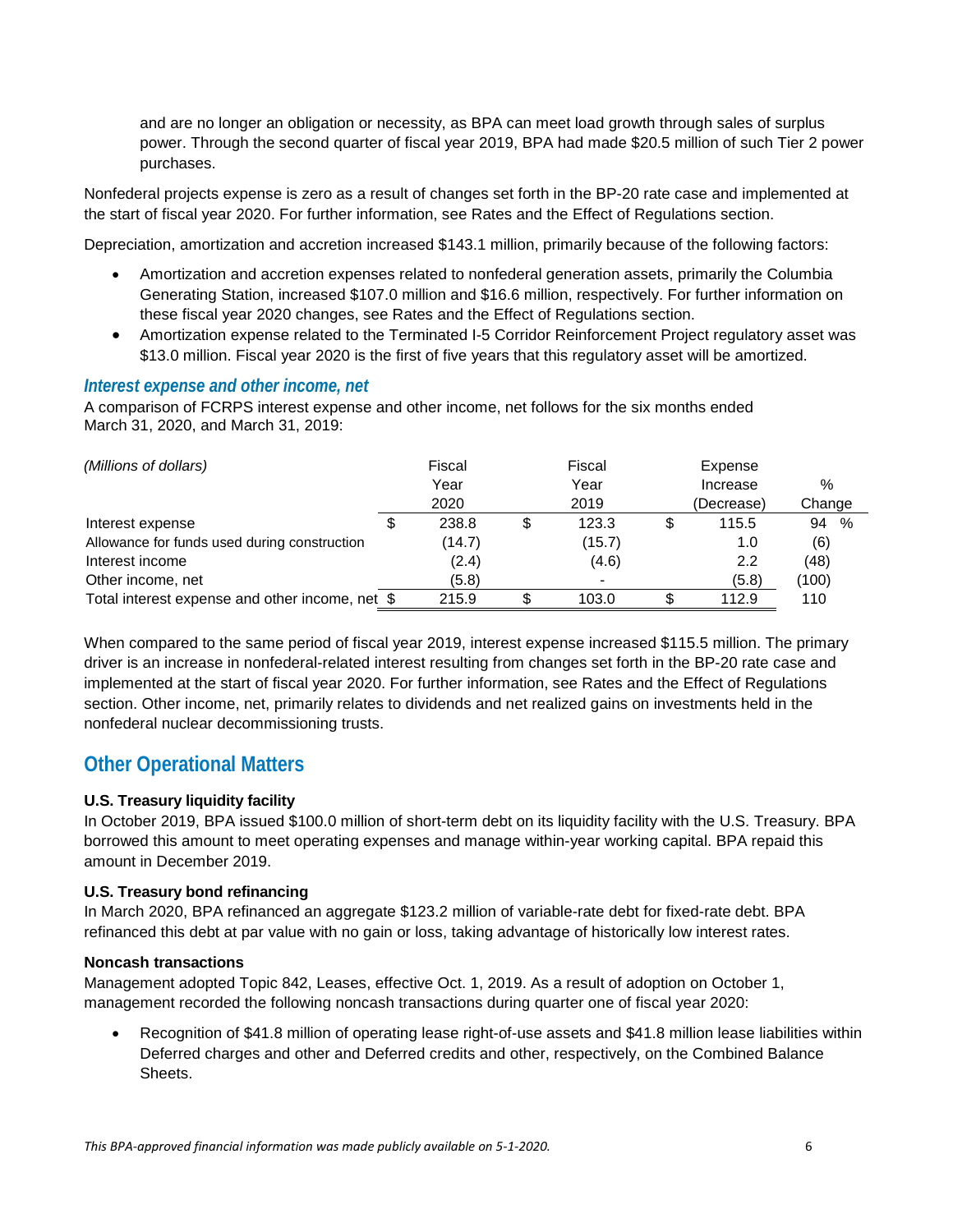and are no longer an obligation or necessity, as BPA can meet load growth through sales of surplus power. Through the second quarter of fiscal year 2019, BPA had made $20.5 million of such Tier 2 power purchases.

Nonfederal projects expense is zero as a result of changes set forth in the BP-20 rate case and implemented at the start of fiscal year 2020. For further information, see Rates and the Effect of Regulations section.

Depreciation, amortization and accretion increased $143.1 million, primarily because of the following factors:

- Amortization and accretion expenses related to nonfederal generation assets, primarily the Columbia Generating Station, increased $107.0 million and $16.6 million, respectively. For further information on these fiscal year 2020 changes, see Rates and the Effect of Regulations section.
- Amortization expense related to the Terminated I-5 Corridor Reinforcement Project regulatory asset was $13.0 million. Fiscal year 2020 is the first of five years that this regulatory asset will be amortized.

### *Interest expense and other income, net*

A comparison of FCRPS interest expense and other income, net follows for the six months ended March 31, 2020, and March 31, 2019:

| *(Millions of dollars)* | Fiscal Year 2020 | Fiscal Year 2019 | Expense Increase (Decrease) | % Change |
|---|---|---|---|---|
| Interest expense | $ 238.8 | $ 123.3 | $ 115.5 | 94 % |
| Allowance for funds used during construction | (14.7) | (15.7) | 1.0 | (6) |
| Interest income | (2.4) | (4.6) | 2.2 | (48) |
| Other income, net | (5.8) | - | (5.8) | (100) |
| Total interest expense and other income, net | $ 215.9 | $ 103.0 | $ 112.9 | 110 |

When compared to the same period of fiscal year 2019, interest expense increased $115.5 million. The primary driver is an increase in nonfederal-related interest resulting from changes set forth in the BP-20 rate case and implemented at the start of fiscal year 2020. For further information, see Rates and the Effect of Regulations section. Other income, net, primarily relates to dividends and net realized gains on investments held in the nonfederal nuclear decommissioning trusts.

## Other Operational Matters

**U.S. Treasury liquidity facility**

In October 2019, BPA issued $100.0 million of short-term debt on its liquidity facility with the U.S. Treasury. BPA borrowed this amount to meet operating expenses and manage within-year working capital. BPA repaid this amount in December 2019.

**U.S. Treasury bond refinancing**

In March 2020, BPA refinanced an aggregate $123.2 million of variable-rate debt for fixed-rate debt. BPA refinanced this debt at par value with no gain or loss, taking advantage of historically low interest rates.

**Noncash transactions**

Management adopted Topic 842, Leases, effective Oct. 1, 2019. As a result of adoption on October 1, management recorded the following noncash transactions during quarter one of fiscal year 2020:

- Recognition of $41.8 million of operating lease right-of-use assets and $41.8 million lease liabilities within Deferred charges and other and Deferred credits and other, respectively, on the Combined Balance Sheets.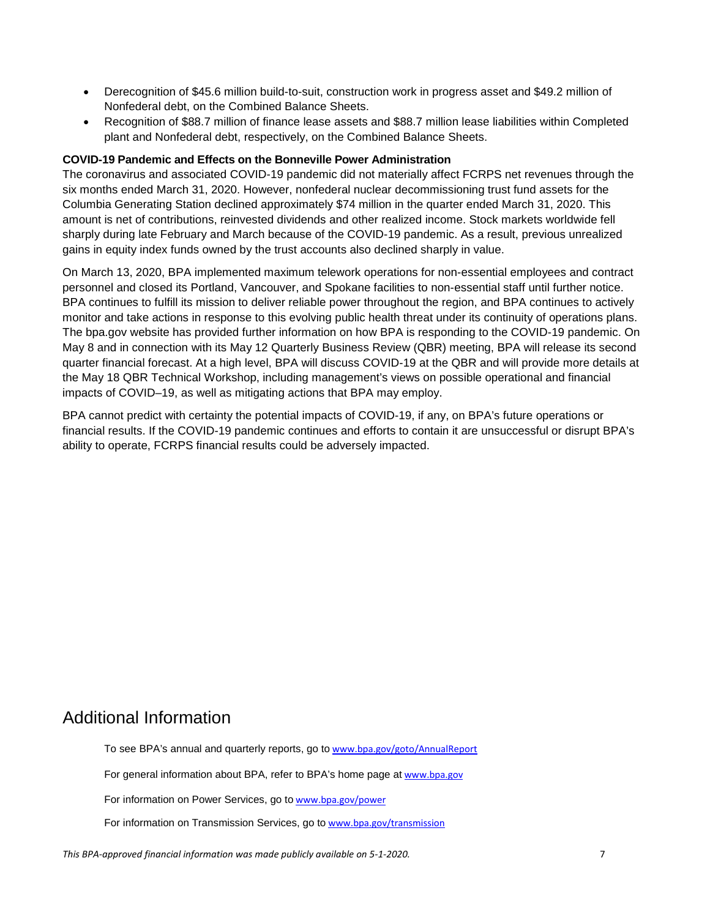- Derecognition of $45.6 million build-to-suit, construction work in progress asset and $49.2 million of Nonfederal debt, on the Combined Balance Sheets.
- Recognition of $88.7 million of finance lease assets and $88.7 million lease liabilities within Completed plant and Nonfederal debt, respectively, on the Combined Balance Sheets.

**COVID-19 Pandemic and Effects on the Bonneville Power Administration**

The coronavirus and associated COVID-19 pandemic did not materially affect FCRPS net revenues through the six months ended March 31, 2020. However, nonfederal nuclear decommissioning trust fund assets for the Columbia Generating Station declined approximately $74 million in the quarter ended March 31, 2020. This amount is net of contributions, reinvested dividends and other realized income. Stock markets worldwide fell sharply during late February and March because of the COVID-19 pandemic. As a result, previous unrealized gains in equity index funds owned by the trust accounts also declined sharply in value.

On March 13, 2020, BPA implemented maximum telework operations for non-essential employees and contract personnel and closed its Portland, Vancouver, and Spokane facilities to non-essential staff until further notice. BPA continues to fulfill its mission to deliver reliable power throughout the region, and BPA continues to actively monitor and take actions in response to this evolving public health threat under its continuity of operations plans. The bpa.gov website has provided further information on how BPA is responding to the COVID-19 pandemic. On May 8 and in connection with its May 12 Quarterly Business Review (QBR) meeting, BPA will release its second quarter financial forecast. At a high level, BPA will discuss COVID-19 at the QBR and will provide more details at the May 18 QBR Technical Workshop, including management's views on possible operational and financial impacts of COVID–19, as well as mitigating actions that BPA may employ.

BPA cannot predict with certainty the potential impacts of COVID-19, if any, on BPA's future operations or financial results. If the COVID-19 pandemic continues and efforts to contain it are unsuccessful or disrupt BPA's ability to operate, FCRPS financial results could be adversely impacted.

# Additional Information

To see BPA's annual and quarterly reports, go to www.bpa.gov/goto/AnnualReport

For general information about BPA, refer to BPA's home page at www.bpa.gov

For information on Power Services, go to www.bpa.gov/power

For information on Transmission Services, go to www.bpa.gov/transmission

*This BPA-approved financial information was made publicly available on 5-1-2020.*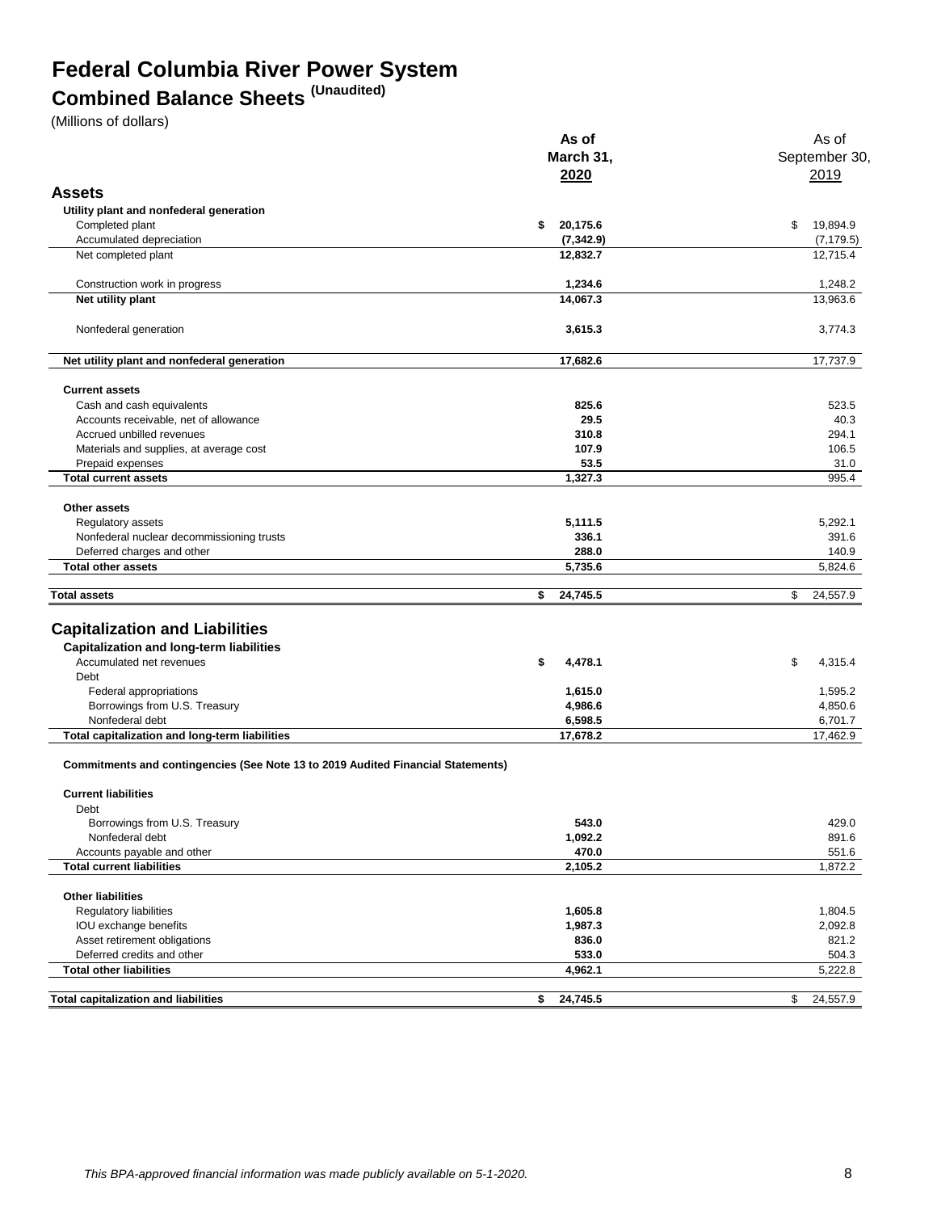# Federal Columbia River Power System

## Combined Balance Sheets (Unaudited)

(Millions of dollars)

| | As of March 31, 2020 | As of September 30, 2019 |
|---|---|---|
| **Assets** | | |
| **Utility plant and nonfederal generation** | | |
| Completed plant | $ 20,175.6 | $ 19,894.9 |
| Accumulated depreciation | (7,342.9) | (7,179.5) |
| Net completed plant | 12,832.7 | 12,715.4 |
| Construction work in progress | 1,234.6 | 1,248.2 |
| **Net utility plant** | 14,067.3 | 13,963.6 |
| Nonfederal generation | 3,615.3 | 3,774.3 |
| **Net utility plant and nonfederal generation** | 17,682.6 | 17,737.9 |
| **Current assets** | | |
| Cash and cash equivalents | 825.6 | 523.5 |
| Accounts receivable, net of allowance | 29.5 | 40.3 |
| Accrued unbilled revenues | 310.8 | 294.1 |
| Materials and supplies, at average cost | 107.9 | 106.5 |
| Prepaid expenses | 53.5 | 31.0 |
| **Total current assets** | 1,327.3 | 995.4 |
| **Other assets** | | |
| Regulatory assets | 5,111.5 | 5,292.1 |
| Nonfederal nuclear decommissioning trusts | 336.1 | 391.6 |
| Deferred charges and other | 288.0 | 140.9 |
| **Total other assets** | 5,735.6 | 5,824.6 |
| **Total assets** | $ 24,745.5 | $ 24,557.9 |
| **Capitalization and Liabilities** | | |
| **Capitalization and long-term liabilities** | | |
| Accumulated net revenues | $ 4,478.1 | $ 4,315.4 |
| Debt | | |
| Federal appropriations | 1,615.0 | 1,595.2 |
| Borrowings from U.S. Treasury | 4,986.6 | 4,850.6 |
| Nonfederal debt | 6,598.5 | 6,701.7 |
| **Total capitalization and long-term liabilities** | 17,678.2 | 17,462.9 |
| **Commitments and contingencies (See Note 13 to 2019 Audited Financial Statements)** | | |
| **Current liabilities** | | |
| Debt | | |
| Borrowings from U.S. Treasury | 543.0 | 429.0 |
| Nonfederal debt | 1,092.2 | 891.6 |
| Accounts payable and other | 470.0 | 551.6 |
| **Total current liabilities** | 2,105.2 | 1,872.2 |
| **Other liabilities** | | |
| Regulatory liabilities | 1,605.8 | 1,804.5 |
| IOU exchange benefits | 1,987.3 | 2,092.8 |
| Asset retirement obligations | 836.0 | 821.2 |
| Deferred credits and other | 533.0 | 504.3 |
| **Total other liabilities** | 4,962.1 | 5,222.8 |
| **Total capitalization and liabilities** | $ 24,745.5 | $ 24,557.9 |

*This BPA-approved financial information was made publicly available on 5-1-2020.*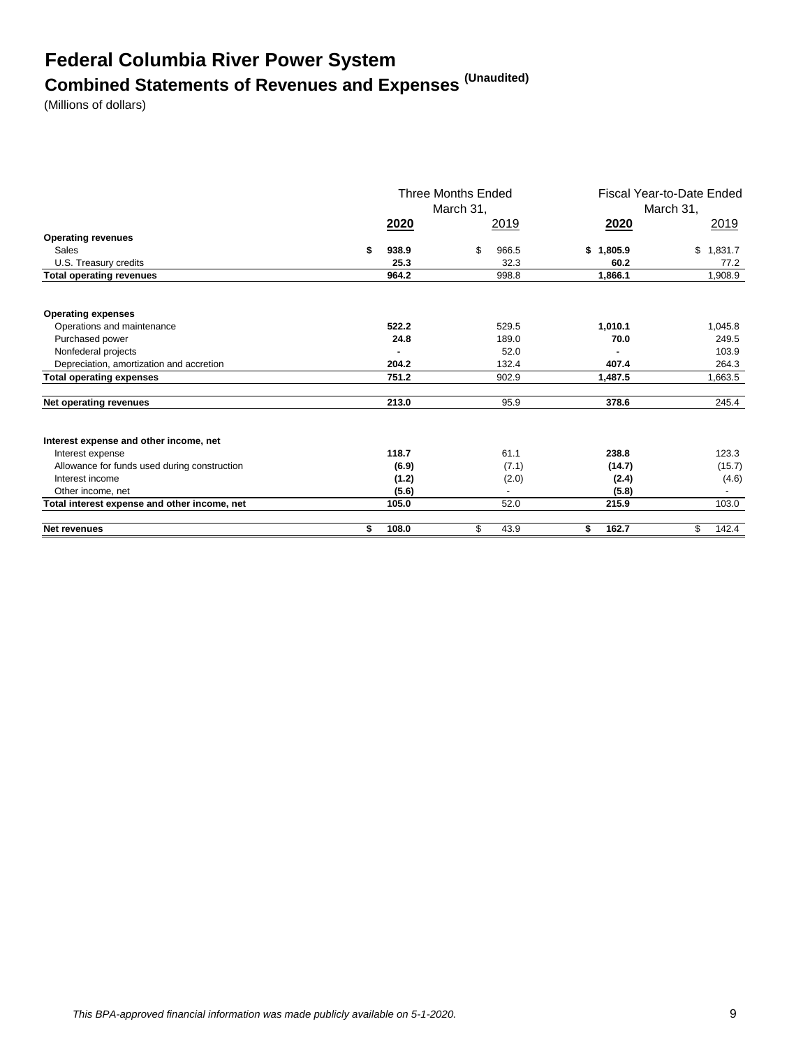# Federal Columbia River Power System

## Combined Statements of Revenues and Expenses (Unaudited)

(Millions of dollars)

| | Three Months Ended March 31, | | Fiscal Year-to-Date Ended March 31, | |
|---|---|---|---|---|
| | **2020** | 2019 | **2020** | 2019 |
| **Operating revenues** | | | | |
| Sales | **$ 938.9** | $ 966.5 | **$ 1,805.9** | $ 1,831.7 |
| U.S. Treasury credits | **25.3** | 32.3 | **60.2** | 77.2 |
| **Total operating revenues** | **964.2** | 998.8 | **1,866.1** | 1,908.9 |
| **Operating expenses** | | | | |
| Operations and maintenance | **522.2** | 529.5 | **1,010.1** | 1,045.8 |
| Purchased power | **24.8** | 189.0 | **70.0** | 249.5 |
| Nonfederal projects | **-** | 52.0 | **-** | 103.9 |
| Depreciation, amortization and accretion | **204.2** | 132.4 | **407.4** | 264.3 |
| **Total operating expenses** | **751.2** | 902.9 | **1,487.5** | 1,663.5 |
| **Net operating revenues** | **213.0** | 95.9 | **378.6** | 245.4 |
| **Interest expense and other income, net** | | | | |
| Interest expense | **118.7** | 61.1 | **238.8** | 123.3 |
| Allowance for funds used during construction | **(6.9)** | (7.1) | **(14.7)** | (15.7) |
| Interest income | **(1.2)** | (2.0) | **(2.4)** | (4.6) |
| Other income, net | **(5.6)** | - | **(5.8)** | - |
| **Total interest expense and other income, net** | **105.0** | 52.0 | **215.9** | 103.0 |
| **Net revenues** | **$ 108.0** | $ 43.9 | **$ 162.7** | $ 142.4 |

*This BPA-approved financial information was made publicly available on 5-1-2020.*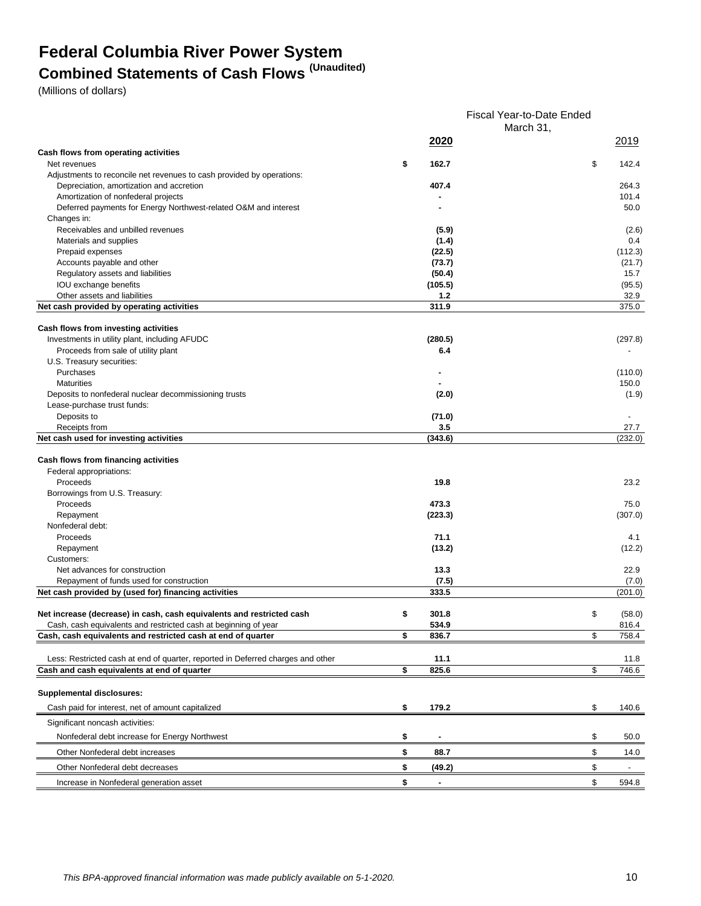# Federal Columbia River Power System

## Combined Statements of Cash Flows (Unaudited)

(Millions of dollars)

| | Fiscal Year-to-Date Ended March 31, 2020 | 2019 |
|---|---|---|
| **Cash flows from operating activities** | | |
| Net revenues | $ 162.7 | $ 142.4 |
| Adjustments to reconcile net revenues to cash provided by operations: | | |
| Depreciation, amortization and accretion | 407.4 | 264.3 |
| Amortization of nonfederal projects | - | 101.4 |
| Deferred payments for Energy Northwest-related O&M and interest | - | 50.0 |
| Changes in: | | |
| Receivables and unbilled revenues | (5.9) | (2.6) |
| Materials and supplies | (1.4) | 0.4 |
| Prepaid expenses | (22.5) | (112.3) |
| Accounts payable and other | (73.7) | (21.7) |
| Regulatory assets and liabilities | (50.4) | 15.7 |
| IOU exchange benefits | (105.5) | (95.5) |
| Other assets and liabilities | 1.2 | 32.9 |
| **Net cash provided by operating activities** | 311.9 | 375.0 |
| **Cash flows from investing activities** | | |
| Investments in utility plant, including AFUDC | (280.5) | (297.8) |
| Proceeds from sale of utility plant | 6.4 | - |
| U.S. Treasury securities: | | |
| Purchases | - | (110.0) |
| Maturities | - | 150.0 |
| Deposits to nonfederal nuclear decommissioning trusts | (2.0) | (1.9) |
| Lease-purchase trust funds: | | |
| Deposits to | (71.0) | - |
| Receipts from | 3.5 | 27.7 |
| **Net cash used for investing activities** | (343.6) | (232.0) |
| **Cash flows from financing activities** | | |
| Federal appropriations: | | |
| Proceeds | 19.8 | 23.2 |
| Borrowings from U.S. Treasury: | | |
| Proceeds | 473.3 | 75.0 |
| Repayment | (223.3) | (307.0) |
| Nonfederal debt: | | |
| Proceeds | 71.1 | 4.1 |
| Repayment | (13.2) | (12.2) |
| Customers: | | |
| Net advances for construction | 13.3 | 22.9 |
| Repayment of funds used for construction | (7.5) | (7.0) |
| **Net cash provided by (used for) financing activities** | 333.5 | (201.0) |
| **Net increase (decrease) in cash, cash equivalents and restricted cash** | $ 301.8 | $ (58.0) |
| Cash, cash equivalents and restricted cash at beginning of year | 534.9 | 816.4 |
| **Cash, cash equivalents and restricted cash at end of quarter** | $ 836.7 | $ 758.4 |
| Less: Restricted cash at end of quarter, reported in Deferred charges and other | 11.1 | 11.8 |
| **Cash and cash equivalents at end of quarter** | $ 825.6 | $ 746.6 |
| **Supplemental disclosures:** | | |
| Cash paid for interest, net of amount capitalized | $ 179.2 | $ 140.6 |
| Significant noncash activities: | | |
| Nonfederal debt increase for Energy Northwest | $ - | $ 50.0 |
| Other Nonfederal debt increases | $ 88.7 | $ 14.0 |
| Other Nonfederal debt decreases | $ (49.2) | $ - |
| Increase in Nonfederal generation asset | $ - | $ 594.8 |

*This BPA-approved financial information was made publicly available on 5-1-2020.*